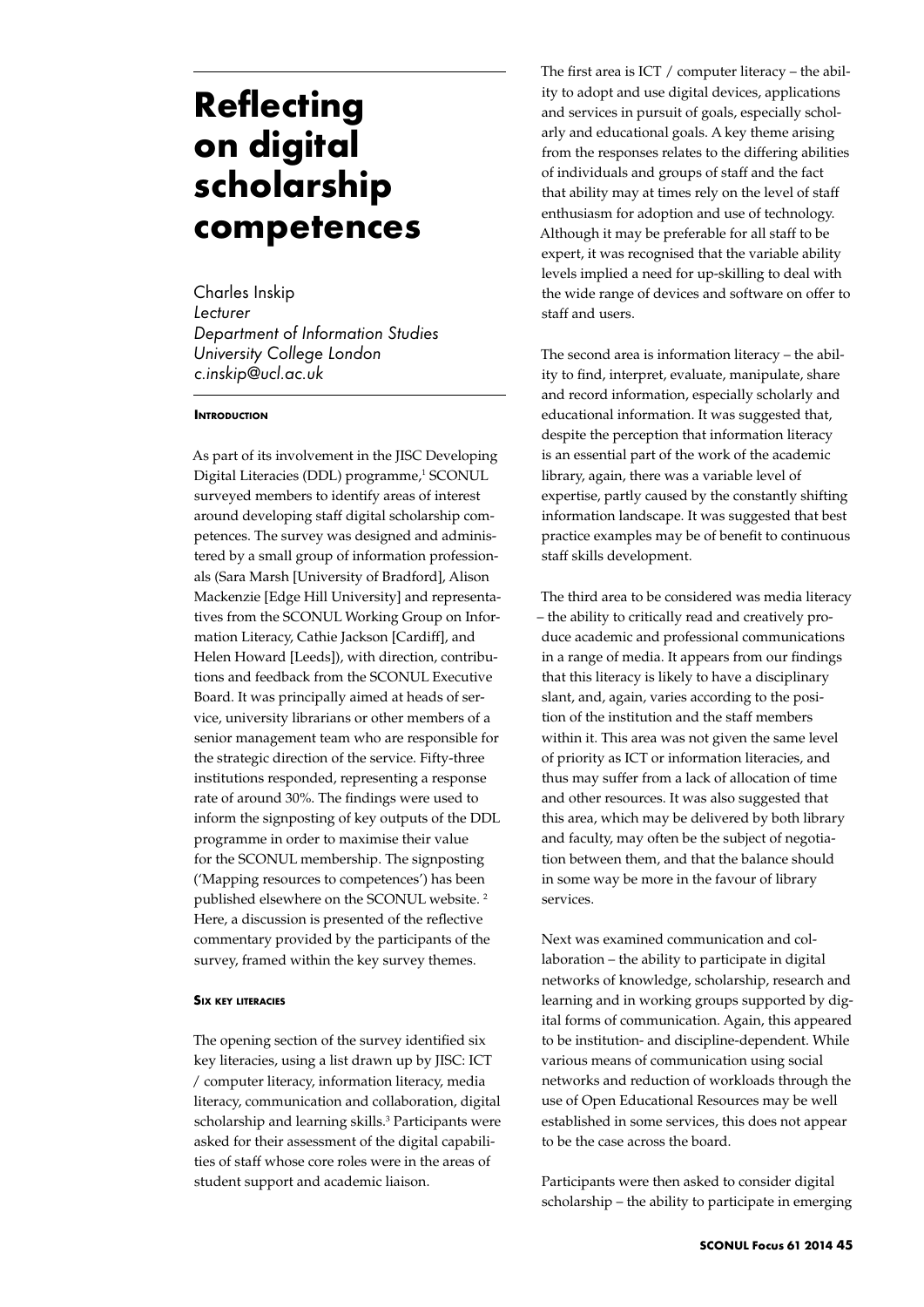# Reflecting on digital scholarship competences

Charles Inskip
*Lecturer*
*Department of Information Studies*
*University College London*
*c.inskip@ucl.ac.uk*

## Introduction

As part of its involvement in the JISC Developing Digital Literacies (DDL) programme,[1] SCONUL surveyed members to identify areas of interest around developing staff digital scholarship competences. The survey was designed and administered by a small group of information professionals (Sara Marsh [University of Bradford], Alison Mackenzie [Edge Hill University] and representatives from the SCONUL Working Group on Information Literacy, Cathie Jackson [Cardiff], and Helen Howard [Leeds]), with direction, contributions and feedback from the SCONUL Executive Board. It was principally aimed at heads of service, university librarians or other members of a senior management team who are responsible for the strategic direction of the service. Fifty-three institutions responded, representing a response rate of around 30%. The findings were used to inform the signposting of key outputs of the DDL programme in order to maximise their value for the SCONUL membership. The signposting ('Mapping resources to competences') has been published elsewhere on the SCONUL website. [2] Here, a discussion is presented of the reflective commentary provided by the participants of the survey, framed within the key survey themes.

## Six key literacies

The opening section of the survey identified six key literacies, using a list drawn up by JISC: ICT / computer literacy, information literacy, media literacy, communication and collaboration, digital scholarship and learning skills.[3] Participants were asked for their assessment of the digital capabilities of staff whose core roles were in the areas of student support and academic liaison.

The first area is ICT / computer literacy – the ability to adopt and use digital devices, applications and services in pursuit of goals, especially scholarly and educational goals. A key theme arising from the responses relates to the differing abilities of individuals and groups of staff and the fact that ability may at times rely on the level of staff enthusiasm for adoption and use of technology. Although it may be preferable for all staff to be expert, it was recognised that the variable ability levels implied a need for up-skilling to deal with the wide range of devices and software on offer to staff and users.

The second area is information literacy – the ability to find, interpret, evaluate, manipulate, share and record information, especially scholarly and educational information. It was suggested that, despite the perception that information literacy is an essential part of the work of the academic library, again, there was a variable level of expertise, partly caused by the constantly shifting information landscape. It was suggested that best practice examples may be of benefit to continuous staff skills development.

The third area to be considered was media literacy – the ability to critically read and creatively produce academic and professional communications in a range of media. It appears from our findings that this literacy is likely to have a disciplinary slant, and, again, varies according to the position of the institution and the staff members within it. This area was not given the same level of priority as ICT or information literacies, and thus may suffer from a lack of allocation of time and other resources. It was also suggested that this area, which may be delivered by both library and faculty, may often be the subject of negotiation between them, and that the balance should in some way be more in the favour of library services.

Next was examined communication and collaboration – the ability to participate in digital networks of knowledge, scholarship, research and learning and in working groups supported by digital forms of communication. Again, this appeared to be institution- and discipline-dependent. While various means of communication using social networks and reduction of workloads through the use of Open Educational Resources may be well established in some services, this does not appear to be the case across the board.

Participants were then asked to consider digital scholarship – the ability to participate in emerging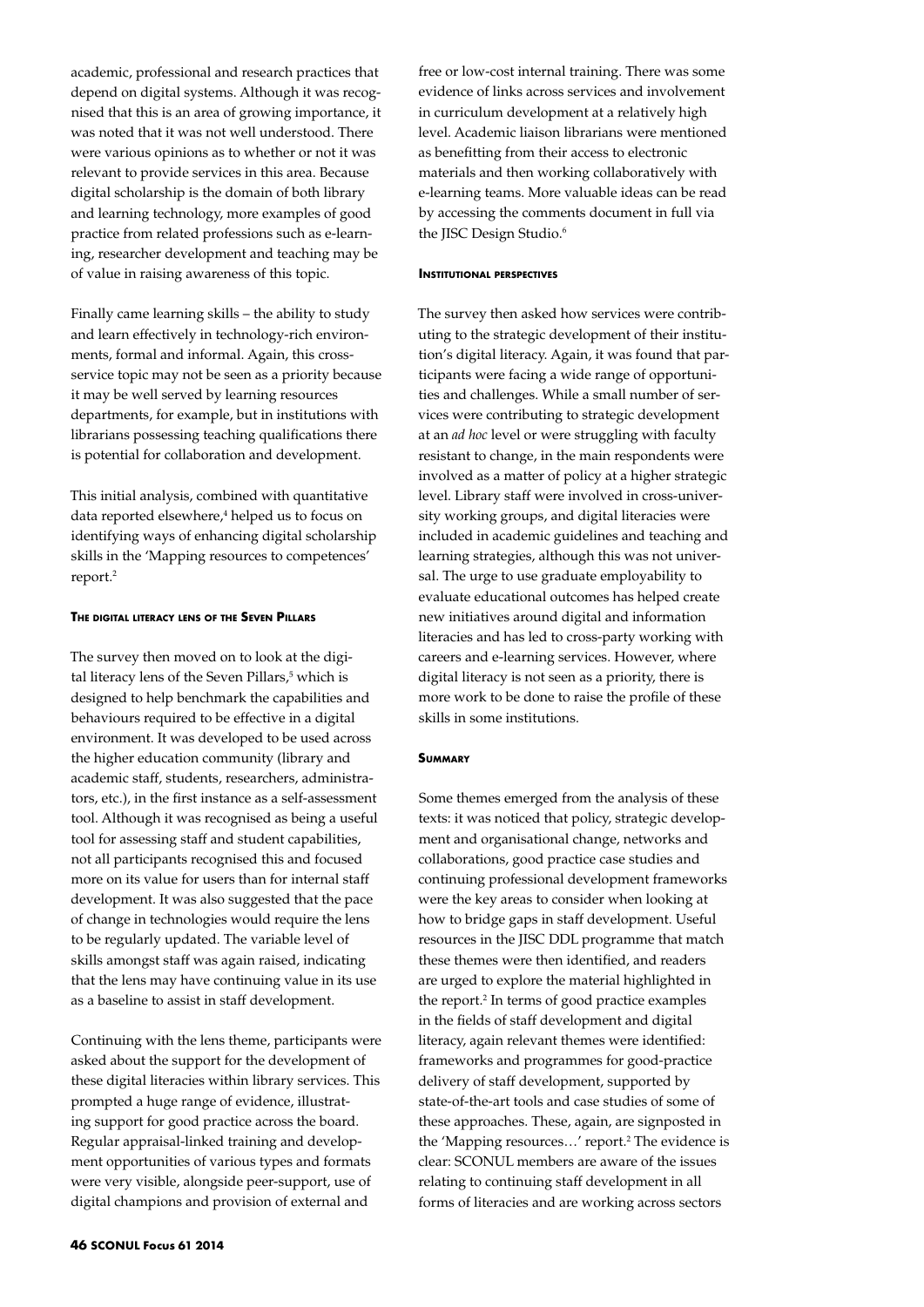academic, professional and research practices that depend on digital systems. Although it was recognised that this is an area of growing importance, it was noted that it was not well understood. There were various opinions as to whether or not it was relevant to provide services in this area. Because digital scholarship is the domain of both library and learning technology, more examples of good practice from related professions such as e-learning, researcher development and teaching may be of value in raising awareness of this topic.

Finally came learning skills – the ability to study and learn effectively in technology-rich environments, formal and informal. Again, this cross-service topic may not be seen as a priority because it may be well served by learning resources departments, for example, but in institutions with librarians possessing teaching qualifications there is potential for collaboration and development.

This initial analysis, combined with quantitative data reported elsewhere,[4] helped us to focus on identifying ways of enhancing digital scholarship skills in the 'Mapping resources to competences' report.[2]

#### The digital literacy lens of the Seven Pillars

The survey then moved on to look at the digital literacy lens of the Seven Pillars,[5] which is designed to help benchmark the capabilities and behaviours required to be effective in a digital environment. It was developed to be used across the higher education community (library and academic staff, students, researchers, administrators, etc.), in the first instance as a self-assessment tool. Although it was recognised as being a useful tool for assessing staff and student capabilities, not all participants recognised this and focused more on its value for users than for internal staff development. It was also suggested that the pace of change in technologies would require the lens to be regularly updated. The variable level of skills amongst staff was again raised, indicating that the lens may have continuing value in its use as a baseline to assist in staff development.

Continuing with the lens theme, participants were asked about the support for the development of these digital literacies within library services. This prompted a huge range of evidence, illustrating support for good practice across the board. Regular appraisal-linked training and development opportunities of various types and formats were very visible, alongside peer-support, use of digital champions and provision of external and free or low-cost internal training. There was some evidence of links across services and involvement in curriculum development at a relatively high level. Academic liaison librarians were mentioned as benefitting from their access to electronic materials and then working collaboratively with e-learning teams. More valuable ideas can be read by accessing the comments document in full via the JISC Design Studio.[6]

#### Institutional perspectives

The survey then asked how services were contributing to the strategic development of their institution's digital literacy. Again, it was found that participants were facing a wide range of opportunities and challenges. While a small number of services were contributing to strategic development at an *ad hoc* level or were struggling with faculty resistant to change, in the main respondents were involved as a matter of policy at a higher strategic level. Library staff were involved in cross-university working groups, and digital literacies were included in academic guidelines and teaching and learning strategies, although this was not universal. The urge to use graduate employability to evaluate educational outcomes has helped create new initiatives around digital and information literacies and has led to cross-party working with careers and e-learning services. However, where digital literacy is not seen as a priority, there is more work to be done to raise the profile of these skills in some institutions.

#### Summary

Some themes emerged from the analysis of these texts: it was noticed that policy, strategic development and organisational change, networks and collaborations, good practice case studies and continuing professional development frameworks were the key areas to consider when looking at how to bridge gaps in staff development. Useful resources in the JISC DDL programme that match these themes were then identified, and readers are urged to explore the material highlighted in the report.[2] In terms of good practice examples in the fields of staff development and digital literacy, again relevant themes were identified: frameworks and programmes for good-practice delivery of staff development, supported by state-of-the-art tools and case studies of some of these approaches. These, again, are signposted in the 'Mapping resources…' report.[2] The evidence is clear: SCONUL members are aware of the issues relating to continuing staff development in all forms of literacies and are working across sectors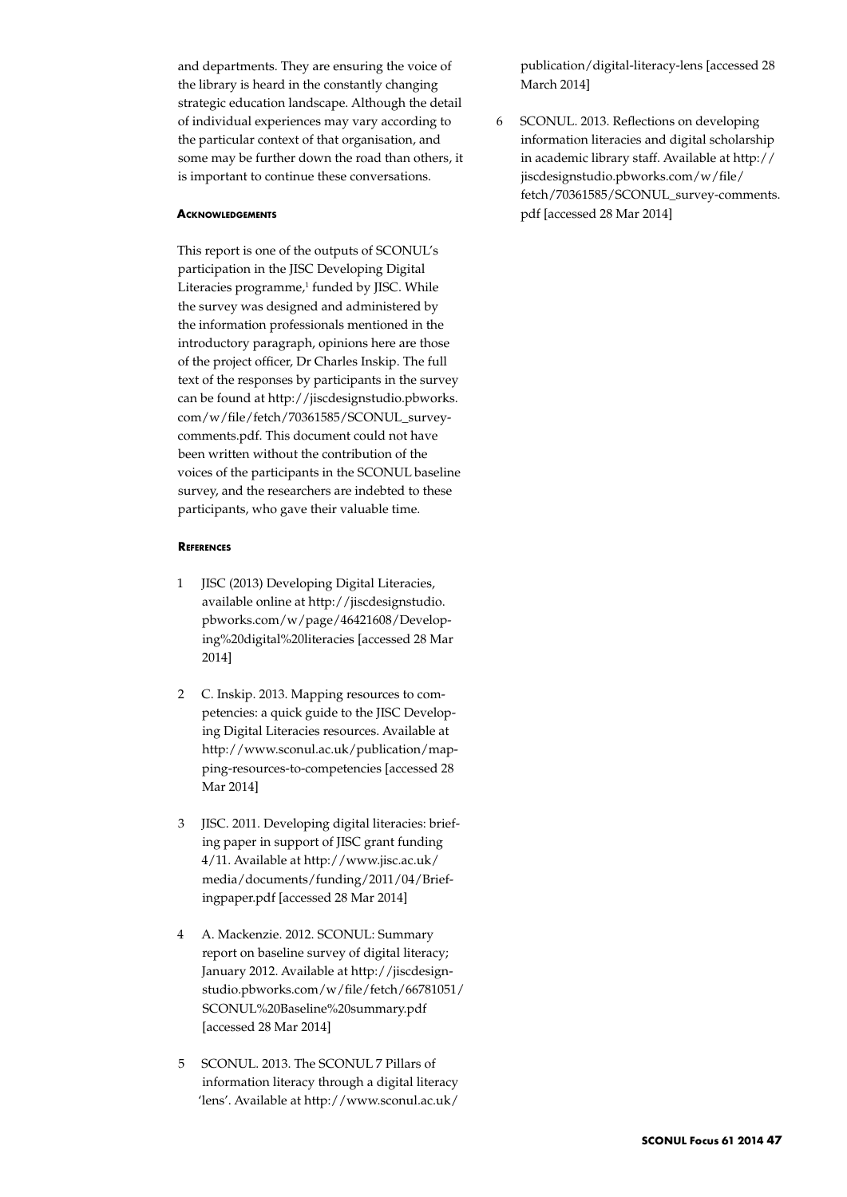and departments. They are ensuring the voice of the library is heard in the constantly changing strategic education landscape. Although the detail of individual experiences may vary according to the particular context of that organisation, and some may be further down the road than others, it is important to continue these conversations.

#### Acknowledgements

This report is one of the outputs of SCONUL's participation in the JISC Developing Digital Literacies programme,[1] funded by JISC. While the survey was designed and administered by the information professionals mentioned in the introductory paragraph, opinions here are those of the project officer, Dr Charles Inskip. The full text of the responses by participants in the survey can be found at http://jiscdesignstudio.pbworks.com/w/file/fetch/70361585/SCONUL_survey-comments.pdf. This document could not have been written without the contribution of the voices of the participants in the SCONUL baseline survey, and the researchers are indebted to these participants, who gave their valuable time.

#### References

1. JISC (2013) Developing Digital Literacies, available online at http://jiscdesignstudio.pbworks.com/w/page/46421608/Developing%20digital%20literacies [accessed 28 Mar 2014]

2. C. Inskip. 2013. Mapping resources to competencies: a quick guide to the JISC Developing Digital Literacies resources. Available at http://www.sconul.ac.uk/publication/mapping-resources-to-competencies [accessed 28 Mar 2014]

3. JISC. 2011. Developing digital literacies: briefing paper in support of JISC grant funding 4/11. Available at http://www.jisc.ac.uk/media/documents/funding/2011/04/Briefingpaper.pdf [accessed 28 Mar 2014]

4. A. Mackenzie. 2012. SCONUL: Summary report on baseline survey of digital literacy; January 2012. Available at http://jiscdesignstudio.pbworks.com/w/file/fetch/66781051/SCONUL%20Baseline%20summary.pdf [accessed 28 Mar 2014]

5. SCONUL. 2013. The SCONUL 7 Pillars of information literacy through a digital literacy 'lens'. Available at http://www.sconul.ac.uk/publication/digital-literacy-lens [accessed 28 March 2014]

6. SCONUL. 2013. Reflections on developing information literacies and digital scholarship in academic library staff. Available at http://jiscdesignstudio.pbworks.com/w/file/fetch/70361585/SCONUL_survey-comments.pdf [accessed 28 Mar 2014]